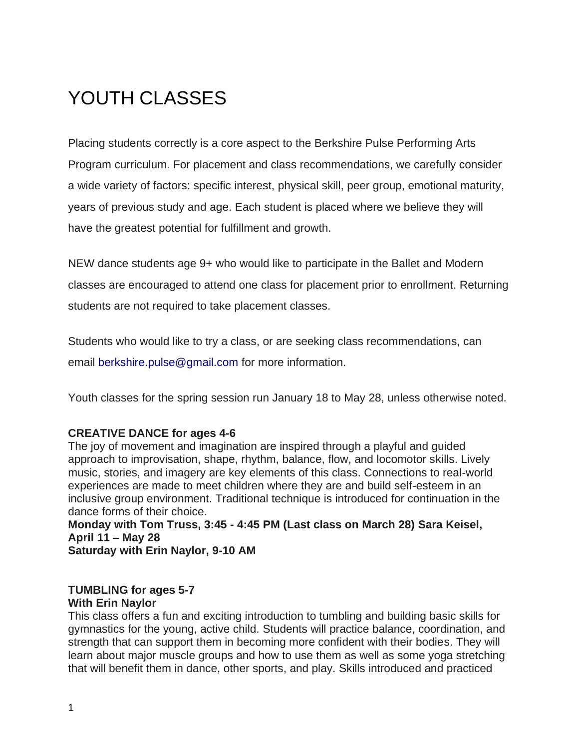# YOUTH CLASSES

Placing students correctly is a core aspect to the Berkshire Pulse Performing Arts Program curriculum. For placement and class recommendations, we carefully consider a wide variety of factors: specific interest, physical skill, peer group, emotional maturity, years of previous study and age. Each student is placed where we believe they will have the greatest potential for fulfillment and growth.

NEW dance students age 9+ who would like to participate in the Ballet and Modern classes are encouraged to attend one class for placement prior to enrollment. Returning students are not required to take placement classes.

Students who would like to try a class, or are seeking class recommendations, can email berkshire.pulse@gmail.com for more information.

Youth classes for the spring session run January 18 to May 28, unless otherwise noted.

**CREATIVE DANCE for ages 4-6**

The joy of movement and imagination are inspired through a playful and guided approach to improvisation, shape, rhythm, balance, flow, and locomotor skills. Lively music, stories, and imagery are key elements of this class. Connections to real-world experiences are made to meet children where they are and build self-esteem in an inclusive group environment. Traditional technique is introduced for continuation in the dance forms of their choice.

**Monday with Tom Truss, 3:45 - 4:45 PM (Last class on March 28) Sara Keisel, April 11 – May 28**
**Saturday with Erin Naylor, 9-10 AM**

**TUMBLING for ages 5-7**
**With Erin Naylor**

This class offers a fun and exciting introduction to tumbling and building basic skills for gymnastics for the young, active child. Students will practice balance, coordination, and strength that can support them in becoming more confident with their bodies. They will learn about major muscle groups and how to use them as well as some yoga stretching that will benefit them in dance, other sports, and play. Skills introduced and practiced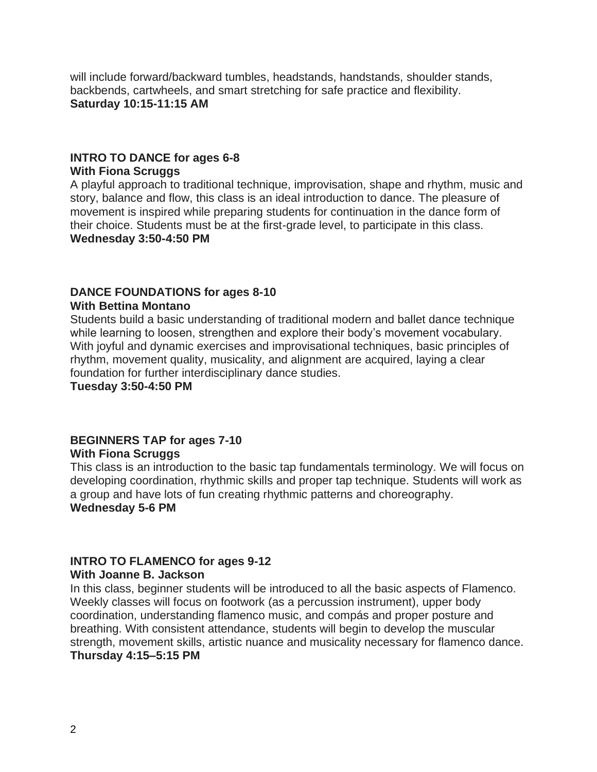will include forward/backward tumbles, headstands, handstands, shoulder stands, backbends, cartwheels, and smart stretching for safe practice and flexibility.
**Saturday 10:15-11:15 AM**

**INTRO TO DANCE for ages 6-8**
**With Fiona Scruggs**
A playful approach to traditional technique, improvisation, shape and rhythm, music and story, balance and flow, this class is an ideal introduction to dance. The pleasure of movement is inspired while preparing students for continuation in the dance form of their choice. Students must be at the first-grade level, to participate in this class.
**Wednesday 3:50-4:50 PM**

**DANCE FOUNDATIONS for ages 8-10**
**With Bettina Montano**
Students build a basic understanding of traditional modern and ballet dance technique while learning to loosen, strengthen and explore their body's movement vocabulary. With joyful and dynamic exercises and improvisational techniques, basic principles of rhythm, movement quality, musicality, and alignment are acquired, laying a clear foundation for further interdisciplinary dance studies.
**Tuesday 3:50-4:50 PM**

**BEGINNERS TAP for ages 7-10**
**With Fiona Scruggs**
This class is an introduction to the basic tap fundamentals terminology. We will focus on developing coordination, rhythmic skills and proper tap technique. Students will work as a group and have lots of fun creating rhythmic patterns and choreography.
**Wednesday 5-6 PM**

**INTRO TO FLAMENCO for ages 9-12**
**With Joanne B. Jackson**
In this class, beginner students will be introduced to all the basic aspects of Flamenco. Weekly classes will focus on footwork (as a percussion instrument), upper body coordination, understanding flamenco music, and compás and proper posture and breathing. With consistent attendance, students will begin to develop the muscular strength, movement skills, artistic nuance and musicality necessary for flamenco dance.
**Thursday 4:15–5:15 PM**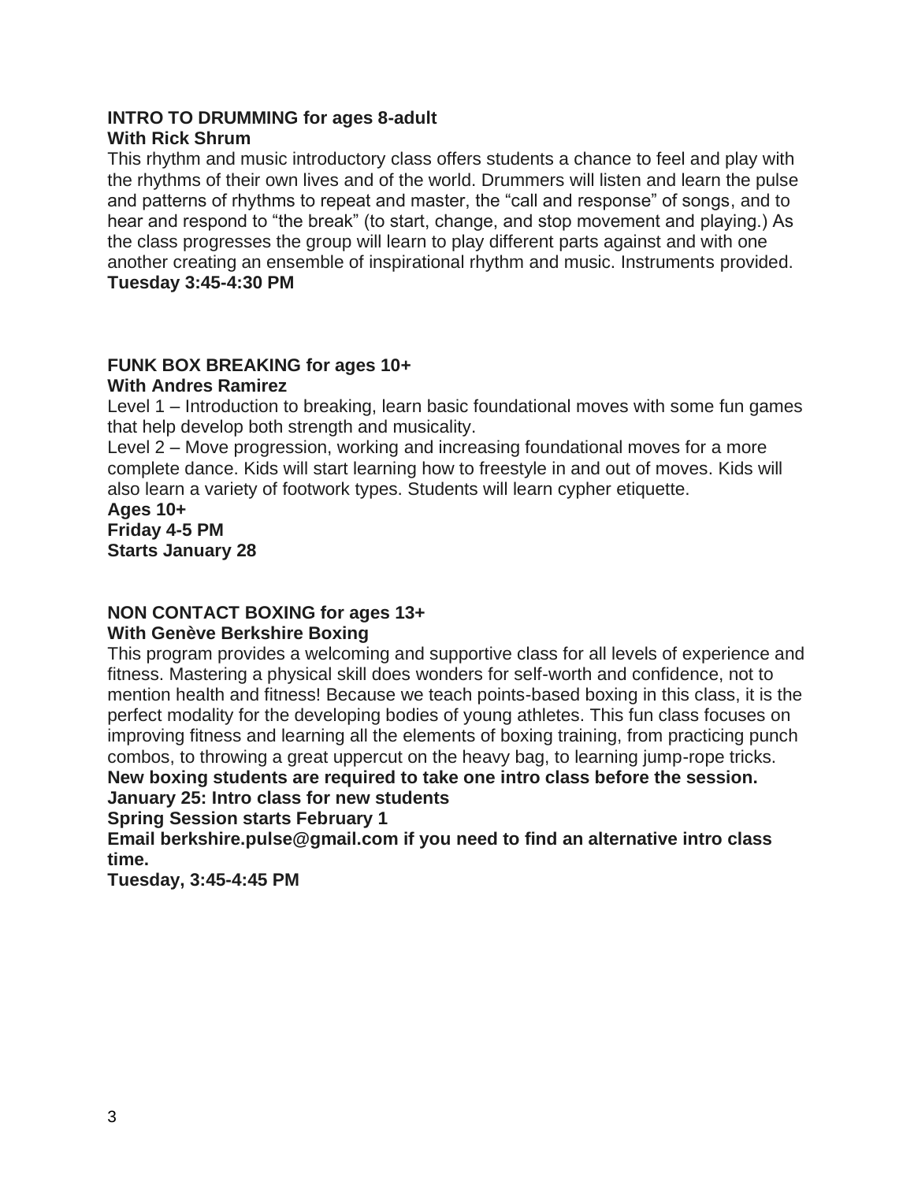**INTRO TO DRUMMING for ages 8-adult**
**With Rick Shrum**

This rhythm and music introductory class offers students a chance to feel and play with the rhythms of their own lives and of the world. Drummers will listen and learn the pulse and patterns of rhythms to repeat and master, the "call and response" of songs, and to hear and respond to "the break" (to start, change, and stop movement and playing.) As the class progresses the group will learn to play different parts against and with one another creating an ensemble of inspirational rhythm and music. Instruments provided.
**Tuesday 3:45-4:30 PM**

**FUNK BOX BREAKING for ages 10+**
**With Andres Ramirez**

Level 1 – Introduction to breaking, learn basic foundational moves with some fun games that help develop both strength and musicality.
Level 2 – Move progression, working and increasing foundational moves for a more complete dance. Kids will start learning how to freestyle in and out of moves. Kids will also learn a variety of footwork types. Students will learn cypher etiquette.
**Ages 10+**
**Friday 4-5 PM**
**Starts January 28**

**NON CONTACT BOXING for ages 13+**
**With Genève Berkshire Boxing**

This program provides a welcoming and supportive class for all levels of experience and fitness. Mastering a physical skill does wonders for self-worth and confidence, not to mention health and fitness! Because we teach points-based boxing in this class, it is the perfect modality for the developing bodies of young athletes. This fun class focuses on improving fitness and learning all the elements of boxing training, from practicing punch combos, to throwing a great uppercut on the heavy bag, to learning jump-rope tricks.
**New boxing students are required to take one intro class before the session.**
**January 25: Intro class for new students**
**Spring Session starts February 1**
**Email berkshire.pulse@gmail.com if you need to find an alternative intro class time.**
**Tuesday, 3:45-4:45 PM**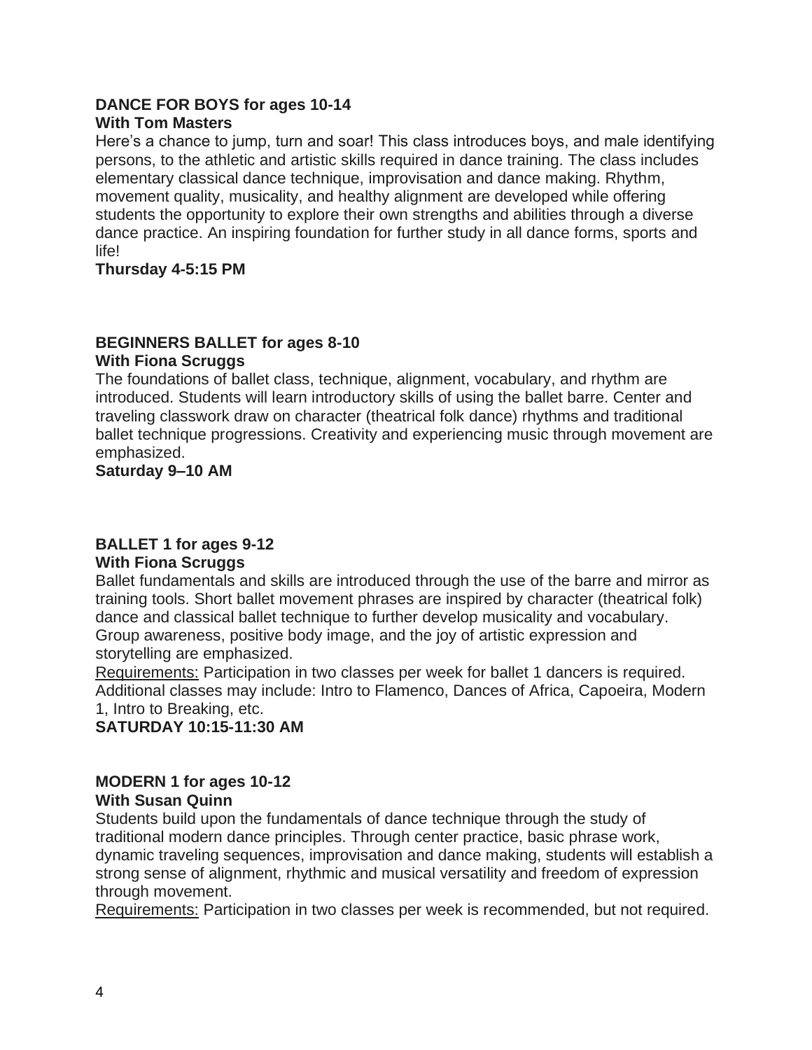**DANCE FOR BOYS for ages 10-14**
**With Tom Masters**

Here's a chance to jump, turn and soar! This class introduces boys, and male identifying persons, to the athletic and artistic skills required in dance training. The class includes elementary classical dance technique, improvisation and dance making. Rhythm, movement quality, musicality, and healthy alignment are developed while offering students the opportunity to explore their own strengths and abilities through a diverse dance practice. An inspiring foundation for further study in all dance forms, sports and life!

**Thursday 4-5:15 PM**

**BEGINNERS BALLET for ages 8-10**
**With Fiona Scruggs**

The foundations of ballet class, technique, alignment, vocabulary, and rhythm are introduced. Students will learn introductory skills of using the ballet barre. Center and traveling classwork draw on character (theatrical folk dance) rhythms and traditional ballet technique progressions. Creativity and experiencing music through movement are emphasized.

**Saturday 9–10 AM**

**BALLET 1 for ages 9-12**
**With Fiona Scruggs**

Ballet fundamentals and skills are introduced through the use of the barre and mirror as training tools. Short ballet movement phrases are inspired by character (theatrical folk) dance and classical ballet technique to further develop musicality and vocabulary. Group awareness, positive body image, and the joy of artistic expression and storytelling are emphasized.

<u>Requirements:</u> Participation in two classes per week for ballet 1 dancers is required. Additional classes may include: Intro to Flamenco, Dances of Africa, Capoeira, Modern 1, Intro to Breaking, etc.

**SATURDAY 10:15-11:30 AM**

**MODERN 1 for ages 10-12**
**With Susan Quinn**

Students build upon the fundamentals of dance technique through the study of traditional modern dance principles. Through center practice, basic phrase work, dynamic traveling sequences, improvisation and dance making, students will establish a strong sense of alignment, rhythmic and musical versatility and freedom of expression through movement.

<u>Requirements:</u> Participation in two classes per week is recommended, but not required.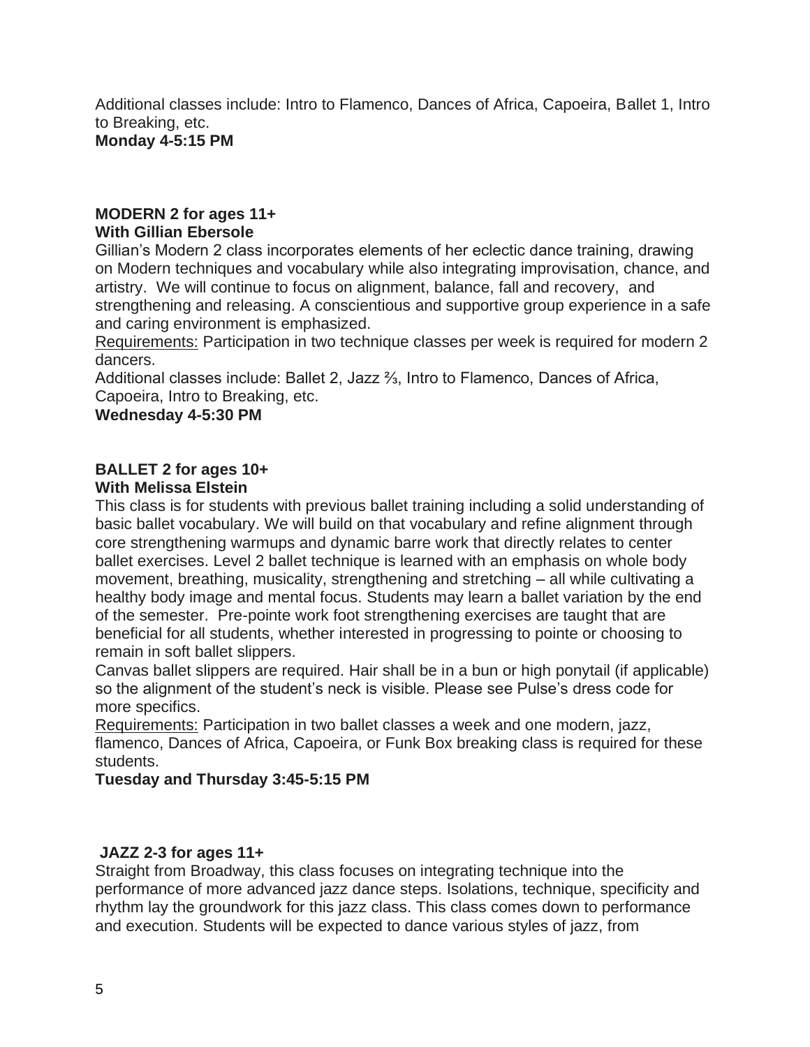Additional classes include: Intro to Flamenco, Dances of Africa, Capoeira, Ballet 1, Intro to Breaking, etc.
**Monday 4-5:15 PM**

**MODERN 2 for ages 11+**
**With Gillian Ebersole**

Gillian's Modern 2 class incorporates elements of her eclectic dance training, drawing on Modern techniques and vocabulary while also integrating improvisation, chance, and artistry. We will continue to focus on alignment, balance, fall and recovery, and strengthening and releasing. A conscientious and supportive group experience in a safe and caring environment is emphasized.

Requirements: Participation in two technique classes per week is required for modern 2 dancers.

Additional classes include: Ballet 2, Jazz ⅔, Intro to Flamenco, Dances of Africa, Capoeira, Intro to Breaking, etc.
**Wednesday 4-5:30 PM**

**BALLET 2 for ages 10+**
**With Melissa Elstein**

This class is for students with previous ballet training including a solid understanding of basic ballet vocabulary. We will build on that vocabulary and refine alignment through core strengthening warmups and dynamic barre work that directly relates to center ballet exercises. Level 2 ballet technique is learned with an emphasis on whole body movement, breathing, musicality, strengthening and stretching – all while cultivating a healthy body image and mental focus. Students may learn a ballet variation by the end of the semester. Pre-pointe work foot strengthening exercises are taught that are beneficial for all students, whether interested in progressing to pointe or choosing to remain in soft ballet slippers.

Canvas ballet slippers are required. Hair shall be in a bun or high ponytail (if applicable) so the alignment of the student's neck is visible. Please see Pulse's dress code for more specifics.

Requirements: Participation in two ballet classes a week and one modern, jazz, flamenco, Dances of Africa, Capoeira, or Funk Box breaking class is required for these students.
**Tuesday and Thursday 3:45-5:15 PM**

**JAZZ 2-3 for ages 11+**

Straight from Broadway, this class focuses on integrating technique into the performance of more advanced jazz dance steps. Isolations, technique, specificity and rhythm lay the groundwork for this jazz class. This class comes down to performance and execution. Students will be expected to dance various styles of jazz, from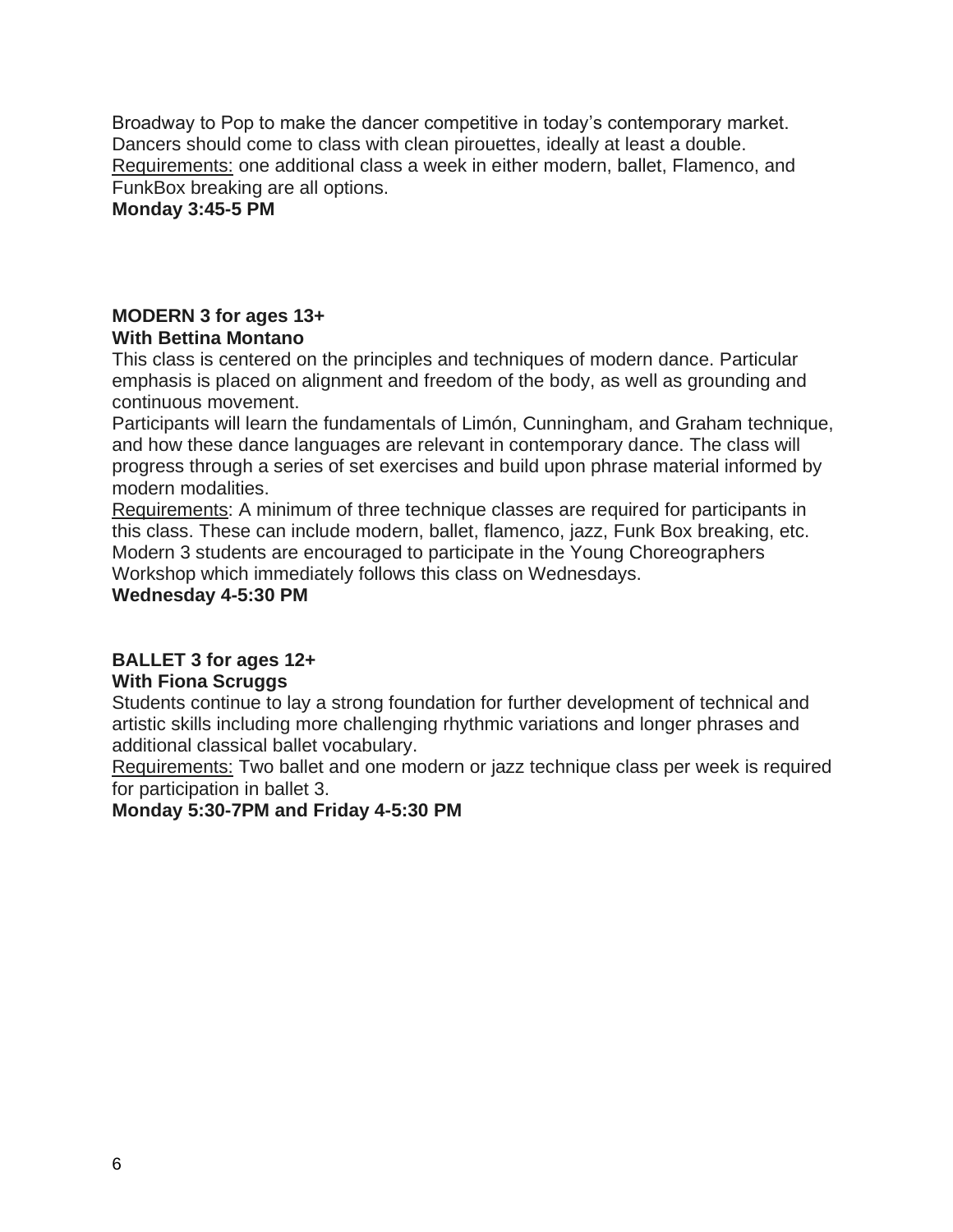Broadway to Pop to make the dancer competitive in today's contemporary market. Dancers should come to class with clean pirouettes, ideally at least a double. Requirements: one additional class a week in either modern, ballet, Flamenco, and FunkBox breaking are all options.
**Monday 3:45-5 PM**

**MODERN 3 for ages 13+**
**With Bettina Montano**

This class is centered on the principles and techniques of modern dance. Particular emphasis is placed on alignment and freedom of the body, as well as grounding and continuous movement.

Participants will learn the fundamentals of Limón, Cunningham, and Graham technique, and how these dance languages are relevant in contemporary dance. The class will progress through a series of set exercises and build upon phrase material informed by modern modalities.

Requirements: A minimum of three technique classes are required for participants in this class. These can include modern, ballet, flamenco, jazz, Funk Box breaking, etc. Modern 3 students are encouraged to participate in the Young Choreographers Workshop which immediately follows this class on Wednesdays.
**Wednesday 4-5:30 PM**

**BALLET 3 for ages 12+**
**With Fiona Scruggs**

Students continue to lay a strong foundation for further development of technical and artistic skills including more challenging rhythmic variations and longer phrases and additional classical ballet vocabulary.

Requirements: Two ballet and one modern or jazz technique class per week is required for participation in ballet 3.
**Monday 5:30-7PM and Friday 4-5:30 PM**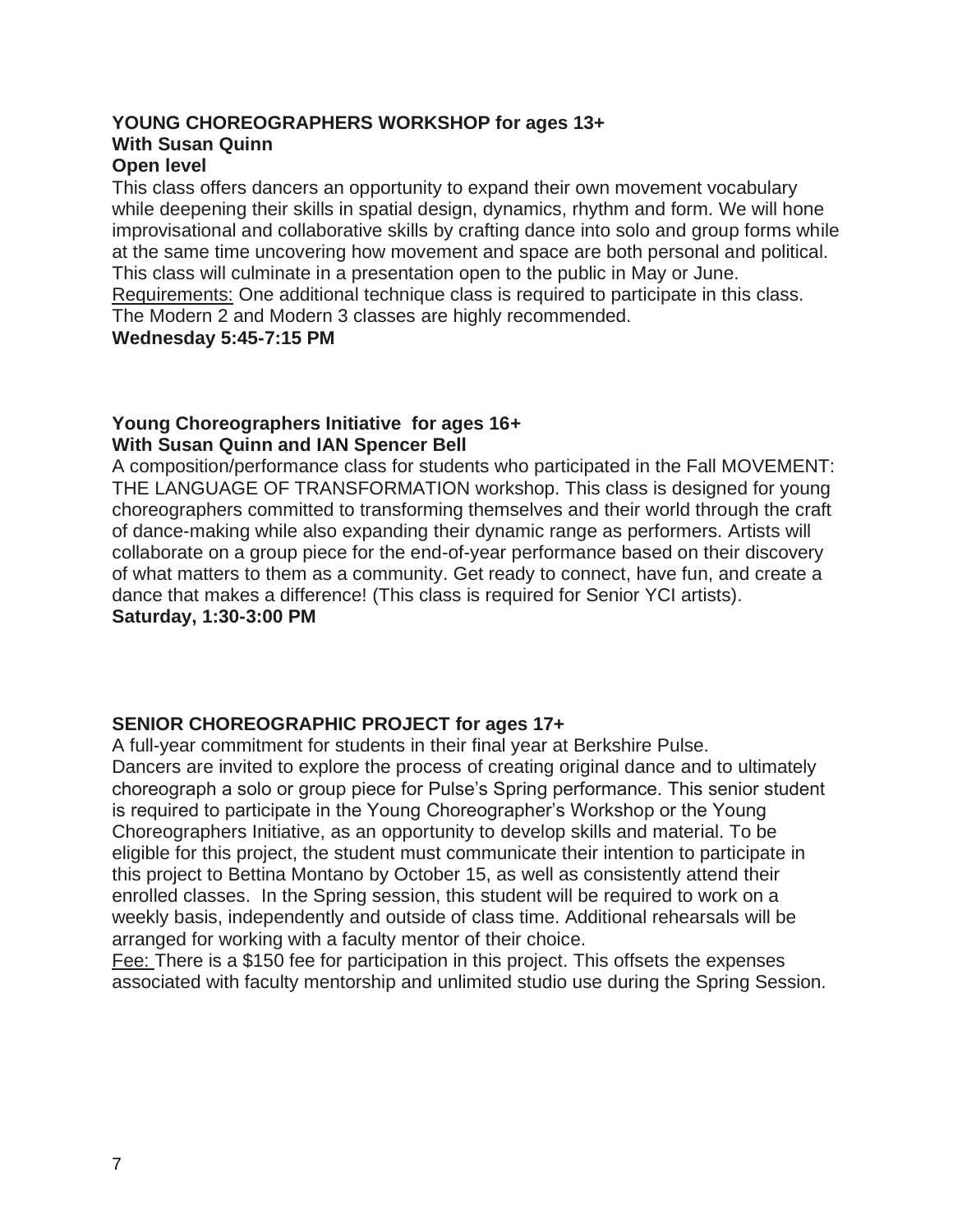**YOUNG CHOREOGRAPHERS WORKSHOP for ages 13+**
**With Susan Quinn**
**Open level**

This class offers dancers an opportunity to expand their own movement vocabulary while deepening their skills in spatial design, dynamics, rhythm and form. We will hone improvisational and collaborative skills by crafting dance into solo and group forms while at the same time uncovering how movement and space are both personal and political. This class will culminate in a presentation open to the public in May or June.
Requirements: One additional technique class is required to participate in this class. The Modern 2 and Modern 3 classes are highly recommended.
**Wednesday 5:45-7:15 PM**

**Young Choreographers Initiative for ages 16+**
**With Susan Quinn and IAN Spencer Bell**

A composition/performance class for students who participated in the Fall MOVEMENT: THE LANGUAGE OF TRANSFORMATION workshop. This class is designed for young choreographers committed to transforming themselves and their world through the craft of dance-making while also expanding their dynamic range as performers. Artists will collaborate on a group piece for the end-of-year performance based on their discovery of what matters to them as a community. Get ready to connect, have fun, and create a dance that makes a difference! (This class is required for Senior YCI artists).
**Saturday, 1:30-3:00 PM**

**SENIOR CHOREOGRAPHIC PROJECT for ages 17+**

A full-year commitment for students in their final year at Berkshire Pulse.
Dancers are invited to explore the process of creating original dance and to ultimately choreograph a solo or group piece for Pulse's Spring performance. This senior student is required to participate in the Young Choreographer's Workshop or the Young Choreographers Initiative, as an opportunity to develop skills and material. To be eligible for this project, the student must communicate their intention to participate in this project to Bettina Montano by October 15, as well as consistently attend their enrolled classes. In the Spring session, this student will be required to work on a weekly basis, independently and outside of class time. Additional rehearsals will be arranged for working with a faculty mentor of their choice.
Fee: There is a $150 fee for participation in this project. This offsets the expenses associated with faculty mentorship and unlimited studio use during the Spring Session.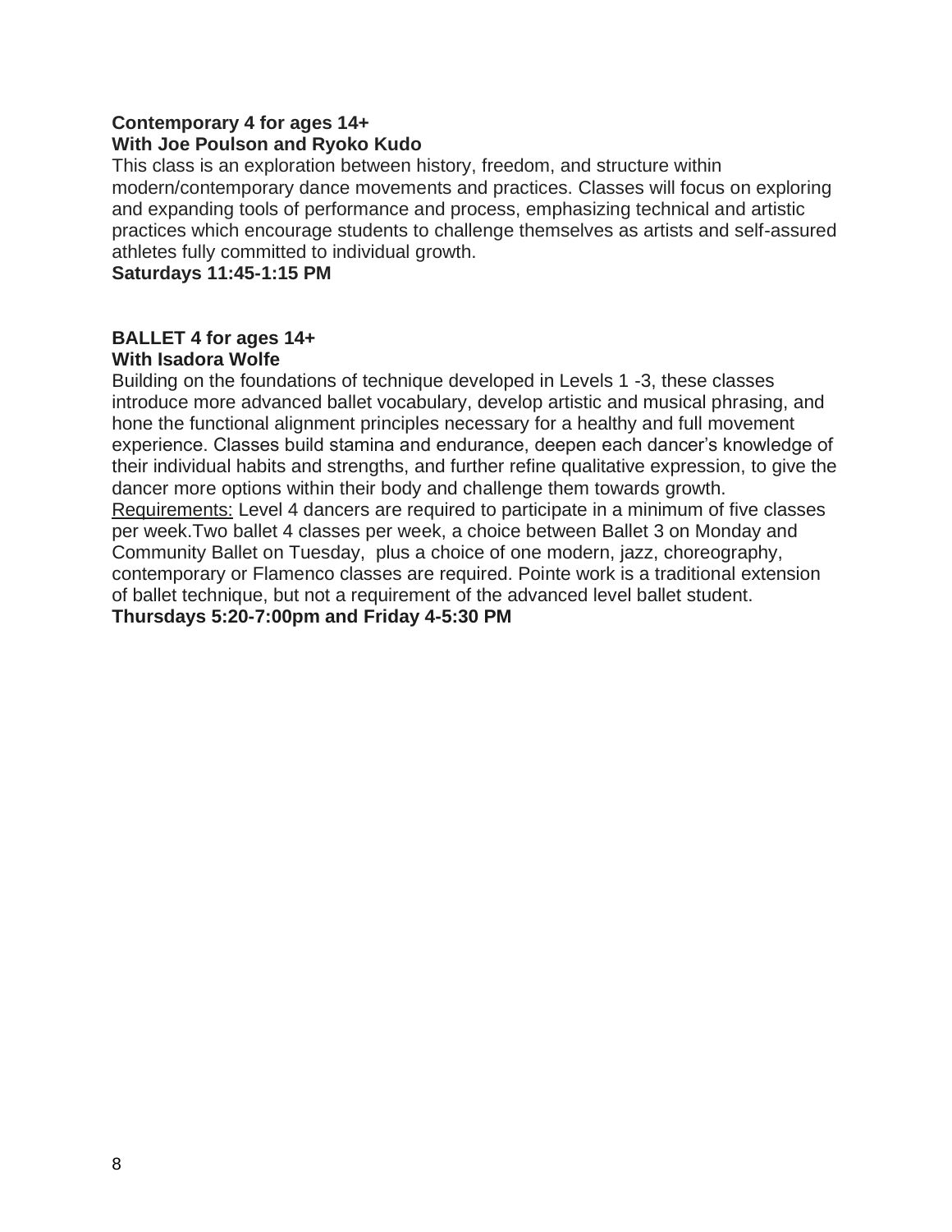**Contemporary 4 for ages 14+**
**With Joe Poulson and Ryoko Kudo**

This class is an exploration between history, freedom, and structure within modern/contemporary dance movements and practices. Classes will focus on exploring and expanding tools of performance and process, emphasizing technical and artistic practices which encourage students to challenge themselves as artists and self-assured athletes fully committed to individual growth.

**Saturdays 11:45-1:15 PM**

**BALLET 4 for ages 14+**
**With Isadora Wolfe**

Building on the foundations of technique developed in Levels 1 -3, these classes introduce more advanced ballet vocabulary, develop artistic and musical phrasing, and hone the functional alignment principles necessary for a healthy and full movement experience. Classes build stamina and endurance, deepen each dancer's knowledge of their individual habits and strengths, and further refine qualitative expression, to give the dancer more options within their body and challenge them towards growth.

<u>Requirements:</u> Level 4 dancers are required to participate in a minimum of five classes per week.Two ballet 4 classes per week, a choice between Ballet 3 on Monday and Community Ballet on Tuesday, plus a choice of one modern, jazz, choreography, contemporary or Flamenco classes are required. Pointe work is a traditional extension of ballet technique, but not a requirement of the advanced level ballet student.

**Thursdays 5:20-7:00pm and Friday 4-5:30 PM**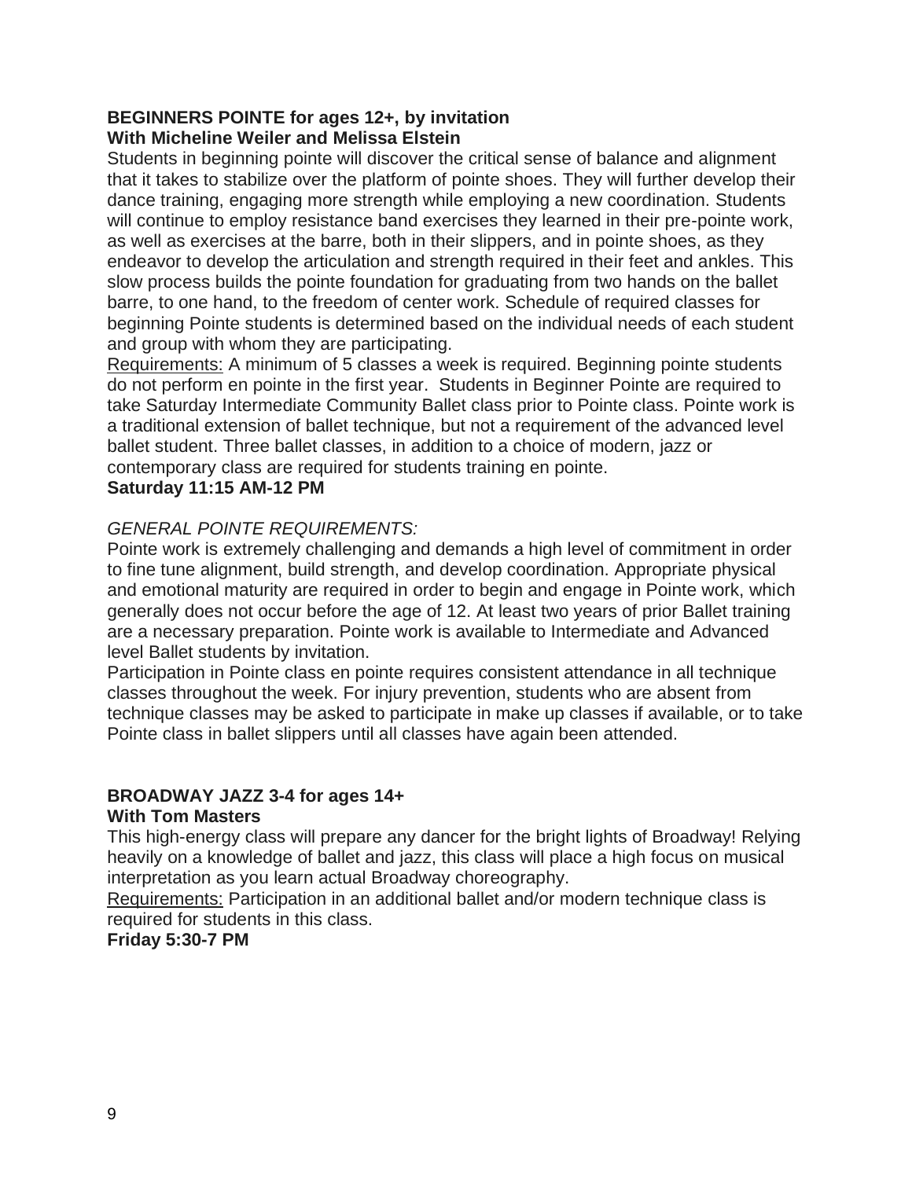**BEGINNERS POINTE for ages 12+, by invitation**
**With Micheline Weiler and Melissa Elstein**

Students in beginning pointe will discover the critical sense of balance and alignment that it takes to stabilize over the platform of pointe shoes. They will further develop their dance training, engaging more strength while employing a new coordination. Students will continue to employ resistance band exercises they learned in their pre-pointe work, as well as exercises at the barre, both in their slippers, and in pointe shoes, as they endeavor to develop the articulation and strength required in their feet and ankles. This slow process builds the pointe foundation for graduating from two hands on the ballet barre, to one hand, to the freedom of center work. Schedule of required classes for beginning Pointe students is determined based on the individual needs of each student and group with whom they are participating.

Requirements: A minimum of 5 classes a week is required. Beginning pointe students do not perform en pointe in the first year. Students in Beginner Pointe are required to take Saturday Intermediate Community Ballet class prior to Pointe class. Pointe work is a traditional extension of ballet technique, but not a requirement of the advanced level ballet student. Three ballet classes, in addition to a choice of modern, jazz or contemporary class are required for students training en pointe.

**Saturday 11:15 AM-12 PM**

*GENERAL POINTE REQUIREMENTS:*

Pointe work is extremely challenging and demands a high level of commitment in order to fine tune alignment, build strength, and develop coordination. Appropriate physical and emotional maturity are required in order to begin and engage in Pointe work, which generally does not occur before the age of 12. At least two years of prior Ballet training are a necessary preparation. Pointe work is available to Intermediate and Advanced level Ballet students by invitation.

Participation in Pointe class en pointe requires consistent attendance in all technique classes throughout the week. For injury prevention, students who are absent from technique classes may be asked to participate in make up classes if available, or to take Pointe class in ballet slippers until all classes have again been attended.

**BROADWAY JAZZ 3-4 for ages 14+**
**With Tom Masters**

This high-energy class will prepare any dancer for the bright lights of Broadway! Relying heavily on a knowledge of ballet and jazz, this class will place a high focus on musical interpretation as you learn actual Broadway choreography.

Requirements: Participation in an additional ballet and/or modern technique class is required for students in this class.

**Friday 5:30-7 PM**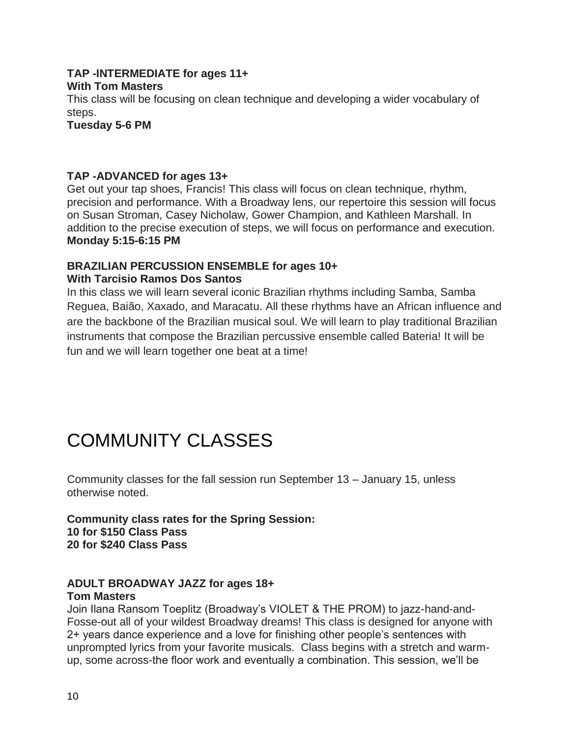**TAP -INTERMEDIATE for ages 11+**
**With Tom Masters**
This class will be focusing on clean technique and developing a wider vocabulary of steps.
**Tuesday 5-6 PM**

**TAP -ADVANCED for ages 13+**
Get out your tap shoes, Francis! This class will focus on clean technique, rhythm, precision and performance. With a Broadway lens, our repertoire this session will focus on Susan Stroman, Casey Nicholaw, Gower Champion, and Kathleen Marshall. In addition to the precise execution of steps, we will focus on performance and execution.
**Monday 5:15-6:15 PM**

**BRAZILIAN PERCUSSION ENSEMBLE for ages 10+**
**With Tarcisio Ramos Dos Santos**
In this class we will learn several iconic Brazilian rhythms including Samba, Samba Reguea, Baião, Xaxado, and Maracatu. All these rhythms have an African influence and are the backbone of the Brazilian musical soul. We will learn to play traditional Brazilian instruments that compose the Brazilian percussive ensemble called Bateria! It will be fun and we will learn together one beat at a time!

# COMMUNITY CLASSES

Community classes for the fall session run September 13 – January 15, unless otherwise noted.

**Community class rates for the Spring Session:**
**10 for $150 Class Pass**
**20 for $240 Class Pass**

**ADULT BROADWAY JAZZ for ages 18+**
**Tom Masters**
Join Ilana Ransom Toeplitz (Broadway's VIOLET & THE PROM) to jazz-hand-and-Fosse-out all of your wildest Broadway dreams! This class is designed for anyone with 2+ years dance experience and a love for finishing other people's sentences with unprompted lyrics from your favorite musicals. Class begins with a stretch and warm-up, some across-the floor work and eventually a combination. This session, we'll be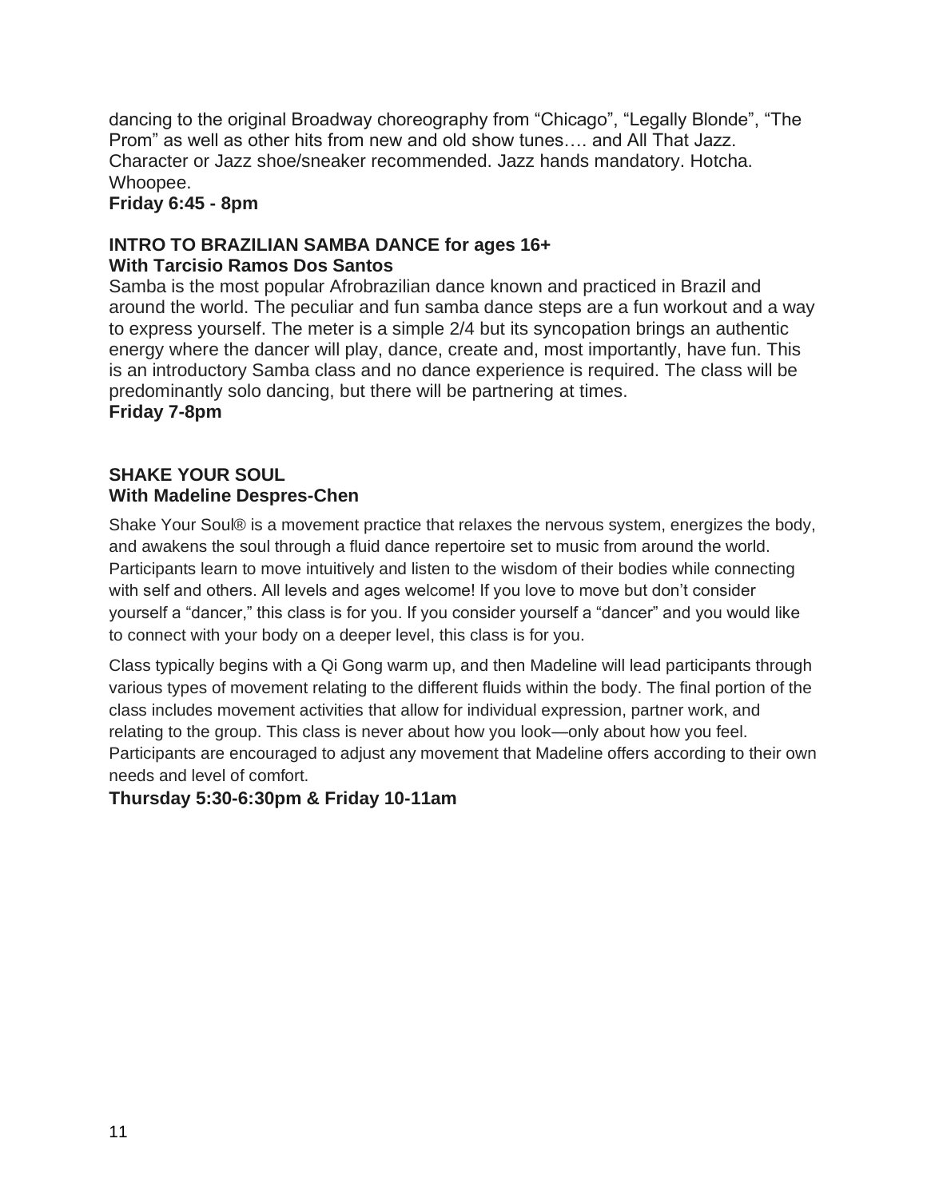dancing to the original Broadway choreography from “Chicago”, “Legally Blonde”, “The Prom” as well as other hits from new and old show tunes…. and All That Jazz. Character or Jazz shoe/sneaker recommended. Jazz hands mandatory. Hotcha. Whoopee.

**Friday 6:45 - 8pm**

**INTRO TO BRAZILIAN SAMBA DANCE for ages 16+**
**With Tarcisio Ramos Dos Santos**

Samba is the most popular Afrobrazilian dance known and practiced in Brazil and around the world. The peculiar and fun samba dance steps are a fun workout and a way to express yourself. The meter is a simple 2/4 but its syncopation brings an authentic energy where the dancer will play, dance, create and, most importantly, have fun. This is an introductory Samba class and no dance experience is required. The class will be predominantly solo dancing, but there will be partnering at times.

**Friday 7-8pm**

**SHAKE YOUR SOUL**
**With Madeline Despres-Chen**

Shake Your Soul® is a movement practice that relaxes the nervous system, energizes the body, and awakens the soul through a fluid dance repertoire set to music from around the world. Participants learn to move intuitively and listen to the wisdom of their bodies while connecting with self and others. All levels and ages welcome! If you love to move but don’t consider yourself a “dancer,” this class is for you. If you consider yourself a “dancer” and you would like to connect with your body on a deeper level, this class is for you.

Class typically begins with a Qi Gong warm up, and then Madeline will lead participants through various types of movement relating to the different fluids within the body. The final portion of the class includes movement activities that allow for individual expression, partner work, and relating to the group. This class is never about how you look—only about how you feel. Participants are encouraged to adjust any movement that Madeline offers according to their own needs and level of comfort.

**Thursday 5:30-6:30pm & Friday 10-11am**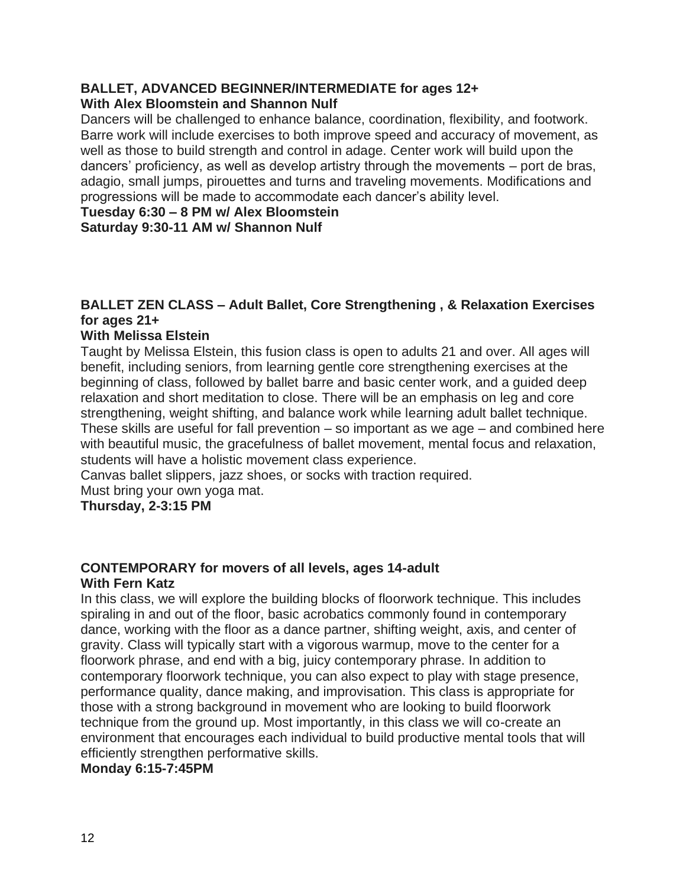**BALLET, ADVANCED BEGINNER/INTERMEDIATE for ages 12+**
**With Alex Bloomstein and Shannon Nulf**

Dancers will be challenged to enhance balance, coordination, flexibility, and footwork. Barre work will include exercises to both improve speed and accuracy of movement, as well as those to build strength and control in adage. Center work will build upon the dancers' proficiency, as well as develop artistry through the movements – port de bras, adagio, small jumps, pirouettes and turns and traveling movements. Modifications and progressions will be made to accommodate each dancer's ability level.

**Tuesday 6:30 – 8 PM w/ Alex Bloomstein**
**Saturday 9:30-11 AM w/ Shannon Nulf**

**BALLET ZEN CLASS – Adult Ballet, Core Strengthening , & Relaxation Exercises for ages 21+**
**With Melissa Elstein**

Taught by Melissa Elstein, this fusion class is open to adults 21 and over. All ages will benefit, including seniors, from learning gentle core strengthening exercises at the beginning of class, followed by ballet barre and basic center work, and a guided deep relaxation and short meditation to close. There will be an emphasis on leg and core strengthening, weight shifting, and balance work while learning adult ballet technique. These skills are useful for fall prevention – so important as we age – and combined here with beautiful music, the gracefulness of ballet movement, mental focus and relaxation, students will have a holistic movement class experience.

Canvas ballet slippers, jazz shoes, or socks with traction required.

Must bring your own yoga mat.

**Thursday, 2-3:15 PM**

**CONTEMPORARY for movers of all levels, ages 14-adult**
**With Fern Katz**

In this class, we will explore the building blocks of floorwork technique. This includes spiraling in and out of the floor, basic acrobatics commonly found in contemporary dance, working with the floor as a dance partner, shifting weight, axis, and center of gravity. Class will typically start with a vigorous warmup, move to the center for a floorwork phrase, and end with a big, juicy contemporary phrase. In addition to contemporary floorwork technique, you can also expect to play with stage presence, performance quality, dance making, and improvisation. This class is appropriate for those with a strong background in movement who are looking to build floorwork technique from the ground up. Most importantly, in this class we will co-create an environment that encourages each individual to build productive mental tools that will efficiently strengthen performative skills.

**Monday 6:15-7:45PM**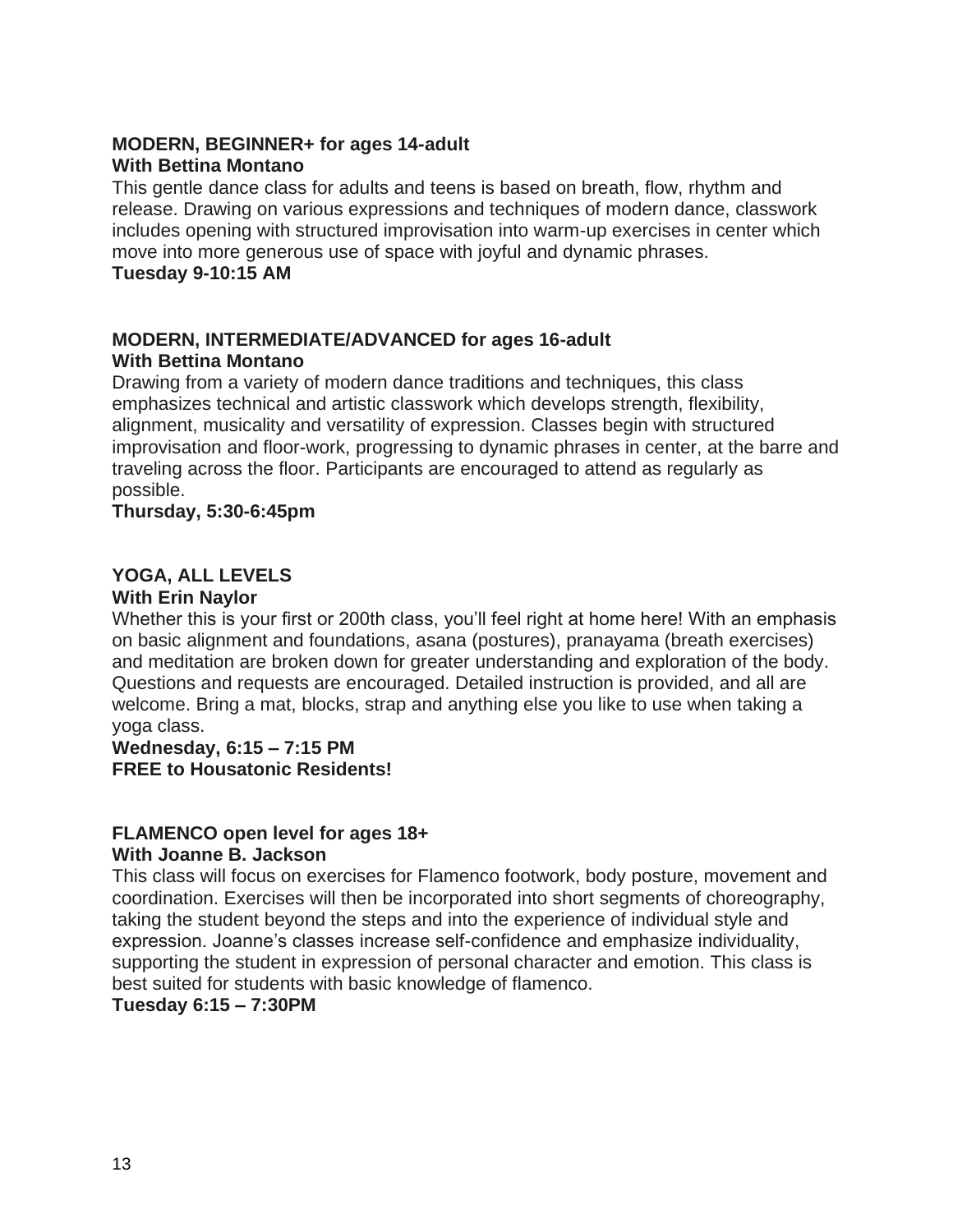**MODERN, BEGINNER+ for ages 14-adult**
**With Bettina Montano**

This gentle dance class for adults and teens is based on breath, flow, rhythm and release. Drawing on various expressions and techniques of modern dance, classwork includes opening with structured improvisation into warm-up exercises in center which move into more generous use of space with joyful and dynamic phrases.

**Tuesday 9-10:15 AM**

**MODERN, INTERMEDIATE/ADVANCED for ages 16-adult**
**With Bettina Montano**

Drawing from a variety of modern dance traditions and techniques, this class emphasizes technical and artistic classwork which develops strength, flexibility, alignment, musicality and versatility of expression. Classes begin with structured improvisation and floor-work, progressing to dynamic phrases in center, at the barre and traveling across the floor. Participants are encouraged to attend as regularly as possible.

**Thursday, 5:30-6:45pm**

**YOGA, ALL LEVELS**
**With Erin Naylor**

Whether this is your first or 200th class, you'll feel right at home here! With an emphasis on basic alignment and foundations, asana (postures), pranayama (breath exercises) and meditation are broken down for greater understanding and exploration of the body. Questions and requests are encouraged. Detailed instruction is provided, and all are welcome. Bring a mat, blocks, strap and anything else you like to use when taking a yoga class.

**Wednesday, 6:15 – 7:15 PM**
**FREE to Housatonic Residents!**

**FLAMENCO open level for ages 18+**
**With Joanne B. Jackson**

This class will focus on exercises for Flamenco footwork, body posture, movement and coordination. Exercises will then be incorporated into short segments of choreography, taking the student beyond the steps and into the experience of individual style and expression. Joanne's classes increase self-confidence and emphasize individuality, supporting the student in expression of personal character and emotion. This class is best suited for students with basic knowledge of flamenco.

**Tuesday 6:15 – 7:30PM**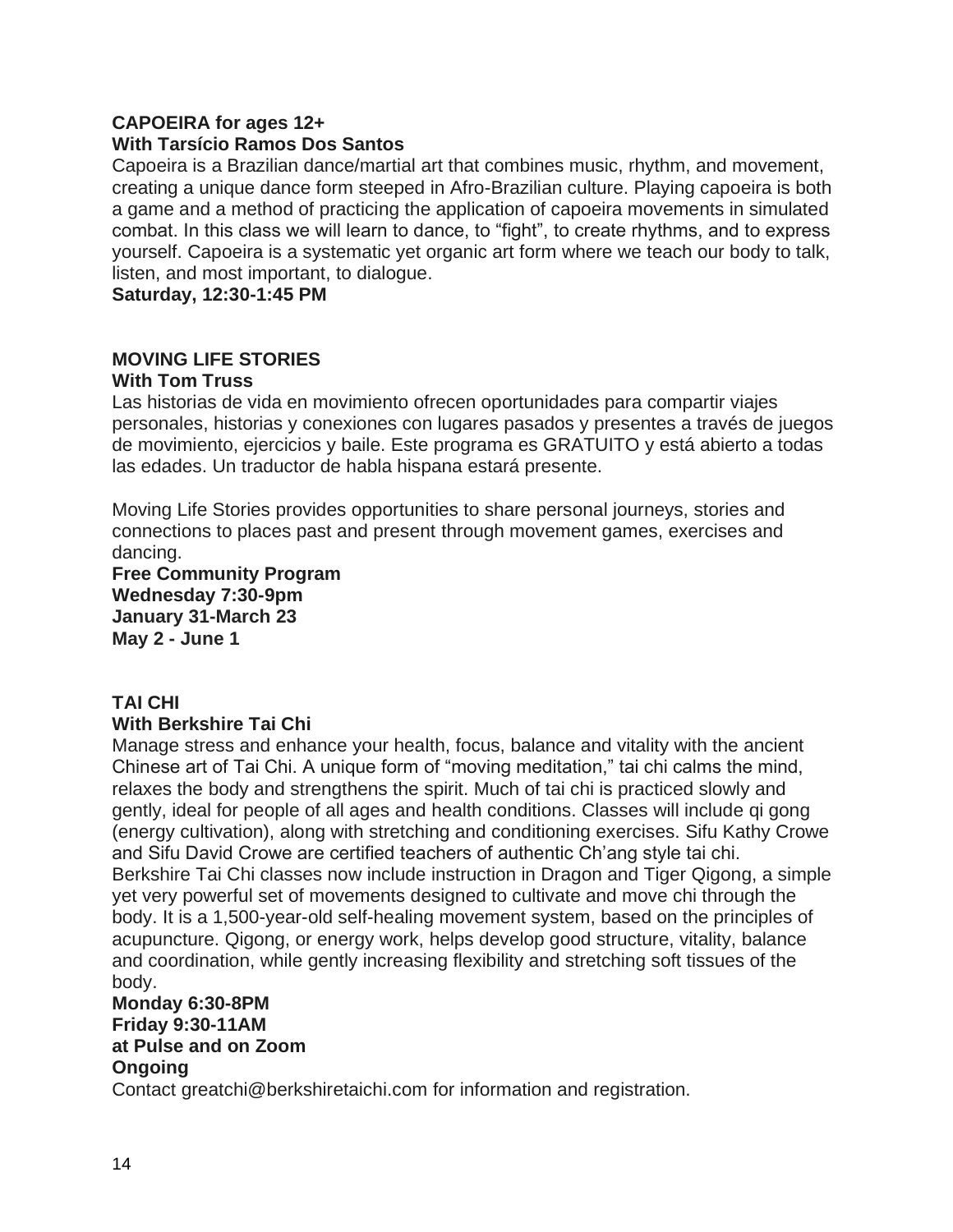## CAPOEIRA for ages 12+

**With Tarsício Ramos Dos Santos**

Capoeira is a Brazilian dance/martial art that combines music, rhythm, and movement, creating a unique dance form steeped in Afro-Brazilian culture. Playing capoeira is both a game and a method of practicing the application of capoeira movements in simulated combat. In this class we will learn to dance, to “fight”, to create rhythms, and to express yourself. Capoeira is a systematic yet organic art form where we teach our body to talk, listen, and most important, to dialogue.

**Saturday, 12:30-1:45 PM**

## MOVING LIFE STORIES

**With Tom Truss**

Las historias de vida en movimiento ofrecen oportunidades para compartir viajes personales, historias y conexiones con lugares pasados y presentes a través de juegos de movimiento, ejercicios y baile. Este programa es GRATUITO y está abierto a todas las edades. Un traductor de habla hispana estará presente.

Moving Life Stories provides opportunities to share personal journeys, stories and connections to places past and present through movement games, exercises and dancing.

**Free Community Program**
**Wednesday 7:30-9pm**
**January 31-March 23**
**May 2 - June 1**

## TAI CHI

**With Berkshire Tai Chi**

Manage stress and enhance your health, focus, balance and vitality with the ancient Chinese art of Tai Chi. A unique form of “moving meditation,” tai chi calms the mind, relaxes the body and strengthens the spirit. Much of tai chi is practiced slowly and gently, ideal for people of all ages and health conditions. Classes will include qi gong (energy cultivation), along with stretching and conditioning exercises. Sifu Kathy Crowe and Sifu David Crowe are certified teachers of authentic Ch’ang style tai chi. Berkshire Tai Chi classes now include instruction in Dragon and Tiger Qigong, a simple yet very powerful set of movements designed to cultivate and move chi through the body. It is a 1,500-year-old self-healing movement system, based on the principles of acupuncture. Qigong, or energy work, helps develop good structure, vitality, balance and coordination, while gently increasing flexibility and stretching soft tissues of the body.

**Monday 6:30-8PM**
**Friday 9:30-11AM**
**at Pulse and on Zoom**
**Ongoing**

Contact greatchi@berkshiretaichi.com for information and registration.